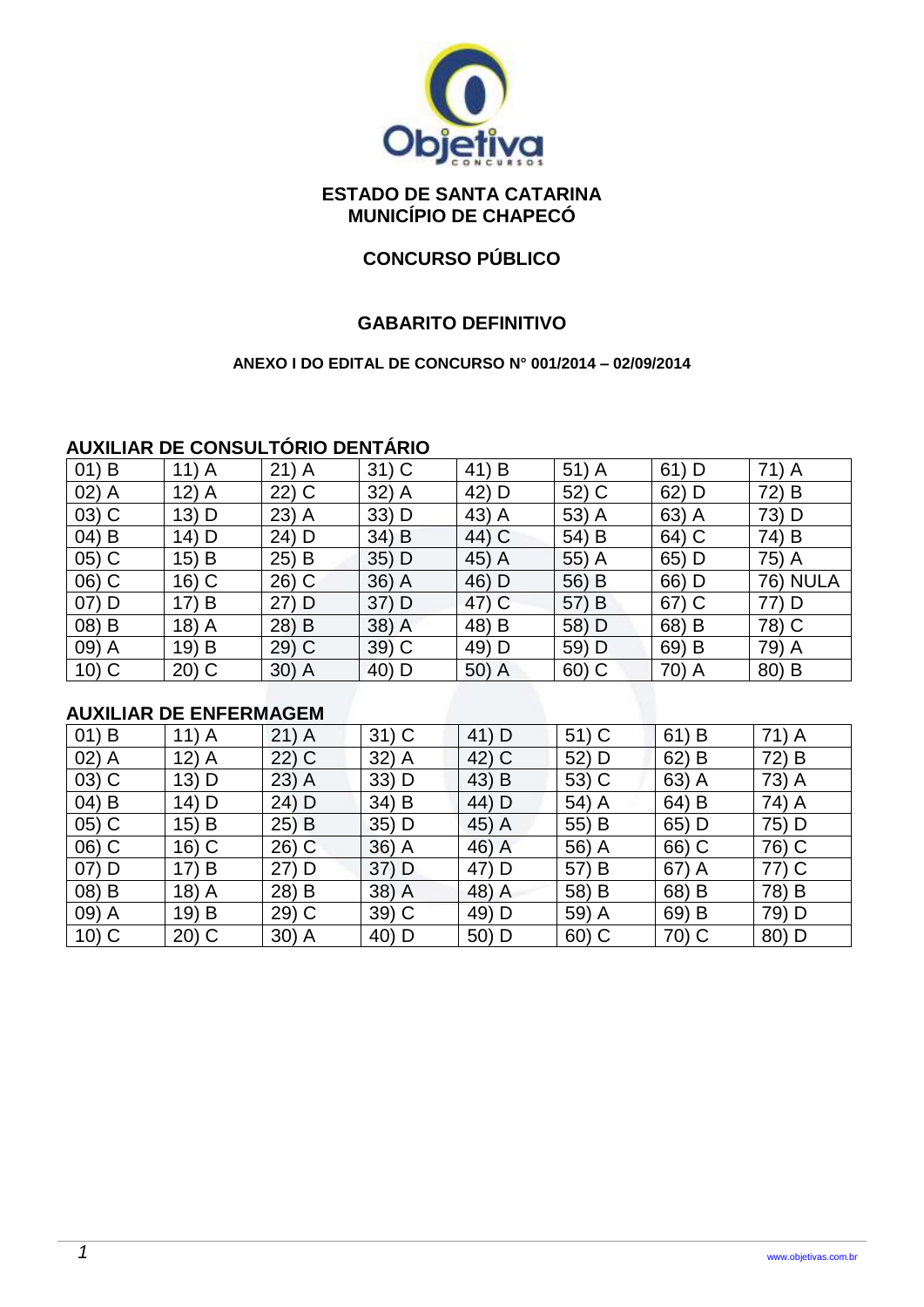**ESTADO DE SANTA CATARINA**
**MUNICÍPIO DE CHAPECÓ**

**CONCURSO PÚBLICO**

**GABARITO DEFINITIVO**

**ANEXO I DO EDITAL DE CONCURSO N° 001/2014 – 02/09/2014**

## AUXILIAR DE CONSULTÓRIO DENTÁRIO

| | | | | | | | |
|---|---|---|---|---|---|---|---|
| 01) B | 11) A | 21) A | 31) C | 41) B | 51) A | 61) D | 71) A |
| 02) A | 12) A | 22) C | 32) A | 42) D | 52) C | 62) D | 72) B |
| 03) C | 13) D | 23) A | 33) D | 43) A | 53) A | 63) A | 73) D |
| 04) B | 14) D | 24) D | 34) B | 44) C | 54) B | 64) C | 74) B |
| 05) C | 15) B | 25) B | 35) D | 45) A | 55) A | 65) D | 75) A |
| 06) C | 16) C | 26) C | 36) A | 46) D | 56) B | 66) D | 76) NULA |
| 07) D | 17) B | 27) D | 37) D | 47) C | 57) B | 67) C | 77) D |
| 08) B | 18) A | 28) B | 38) A | 48) B | 58) D | 68) B | 78) C |
| 09) A | 19) B | 29) C | 39) C | 49) D | 59) D | 69) B | 79) A |
| 10) C | 20) C | 30) A | 40) D | 50) A | 60) C | 70) A | 80) B |

## AUXILIAR DE ENFERMAGEM

| | | | | | | | |
|---|---|---|---|---|---|---|---|
| 01) B | 11) A | 21) A | 31) C | 41) D | 51) C | 61) B | 71) A |
| 02) A | 12) A | 22) C | 32) A | 42) C | 52) D | 62) B | 72) B |
| 03) C | 13) D | 23) A | 33) D | 43) B | 53) C | 63) A | 73) A |
| 04) B | 14) D | 24) D | 34) B | 44) D | 54) A | 64) B | 74) A |
| 05) C | 15) B | 25) B | 35) D | 45) A | 55) B | 65) D | 75) D |
| 06) C | 16) C | 26) C | 36) A | 46) A | 56) A | 66) C | 76) C |
| 07) D | 17) B | 27) D | 37) D | 47) D | 57) B | 67) A | 77) C |
| 08) B | 18) A | 28) B | 38) A | 48) A | 58) B | 68) B | 78) B |
| 09) A | 19) B | 29) C | 39) C | 49) D | 59) A | 69) B | 79) D |
| 10) C | 20) C | 30) A | 40) D | 50) D | 60) C | 70) C | 80) D |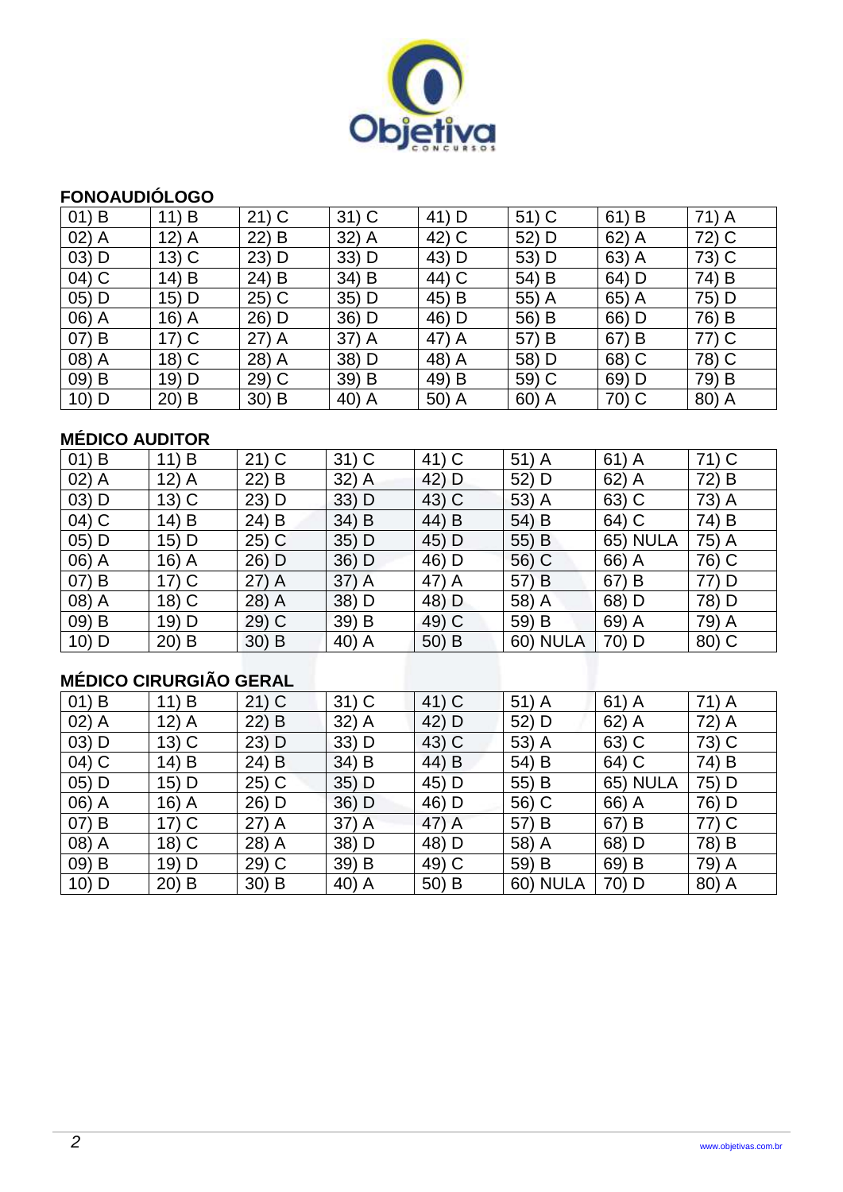## FONOAUDIÓLOGO

| | | | | | | | |
|---|---|---|---|---|---|---|---|
| 01) B | 11) B | 21) C | 31) C | 41) D | 51) C | 61) B | 71) A |
| 02) A | 12) A | 22) B | 32) A | 42) C | 52) D | 62) A | 72) C |
| 03) D | 13) C | 23) D | 33) D | 43) D | 53) D | 63) A | 73) C |
| 04) C | 14) B | 24) B | 34) B | 44) C | 54) B | 64) D | 74) B |
| 05) D | 15) D | 25) C | 35) D | 45) B | 55) A | 65) A | 75) D |
| 06) A | 16) A | 26) D | 36) D | 46) D | 56) B | 66) D | 76) B |
| 07) B | 17) C | 27) A | 37) A | 47) A | 57) B | 67) B | 77) C |
| 08) A | 18) C | 28) A | 38) D | 48) A | 58) D | 68) C | 78) C |
| 09) B | 19) D | 29) C | 39) B | 49) B | 59) C | 69) D | 79) B |
| 10) D | 20) B | 30) B | 40) A | 50) A | 60) A | 70) C | 80) A |

## MÉDICO AUDITOR

| | | | | | | | |
|---|---|---|---|---|---|---|---|
| 01) B | 11) B | 21) C | 31) C | 41) C | 51) A | 61) A | 71) C |
| 02) A | 12) A | 22) B | 32) A | 42) D | 52) D | 62) A | 72) B |
| 03) D | 13) C | 23) D | 33) D | 43) C | 53) A | 63) C | 73) A |
| 04) C | 14) B | 24) B | 34) B | 44) B | 54) B | 64) C | 74) B |
| 05) D | 15) D | 25) C | 35) D | 45) D | 55) B | 65) NULA | 75) A |
| 06) A | 16) A | 26) D | 36) D | 46) D | 56) C | 66) A | 76) C |
| 07) B | 17) C | 27) A | 37) A | 47) A | 57) B | 67) B | 77) D |
| 08) A | 18) C | 28) A | 38) D | 48) D | 58) A | 68) D | 78) D |
| 09) B | 19) D | 29) C | 39) B | 49) C | 59) B | 69) A | 79) A |
| 10) D | 20) B | 30) B | 40) A | 50) B | 60) NULA | 70) D | 80) C |

## MÉDICO CIRURGIÃO GERAL

| | | | | | | | |
|---|---|---|---|---|---|---|---|
| 01) B | 11) B | 21) C | 31) C | 41) C | 51) A | 61) A | 71) A |
| 02) A | 12) A | 22) B | 32) A | 42) D | 52) D | 62) A | 72) A |
| 03) D | 13) C | 23) D | 33) D | 43) C | 53) A | 63) C | 73) C |
| 04) C | 14) B | 24) B | 34) B | 44) B | 54) B | 64) C | 74) B |
| 05) D | 15) D | 25) C | 35) D | 45) D | 55) B | 65) NULA | 75) D |
| 06) A | 16) A | 26) D | 36) D | 46) D | 56) C | 66) A | 76) D |
| 07) B | 17) C | 27) A | 37) A | 47) A | 57) B | 67) B | 77) C |
| 08) A | 18) C | 28) A | 38) D | 48) D | 58) A | 68) D | 78) B |
| 09) B | 19) D | 29) C | 39) B | 49) C | 59) B | 69) B | 79) A |
| 10) D | 20) B | 30) B | 40) A | 50) B | 60) NULA | 70) D | 80) A |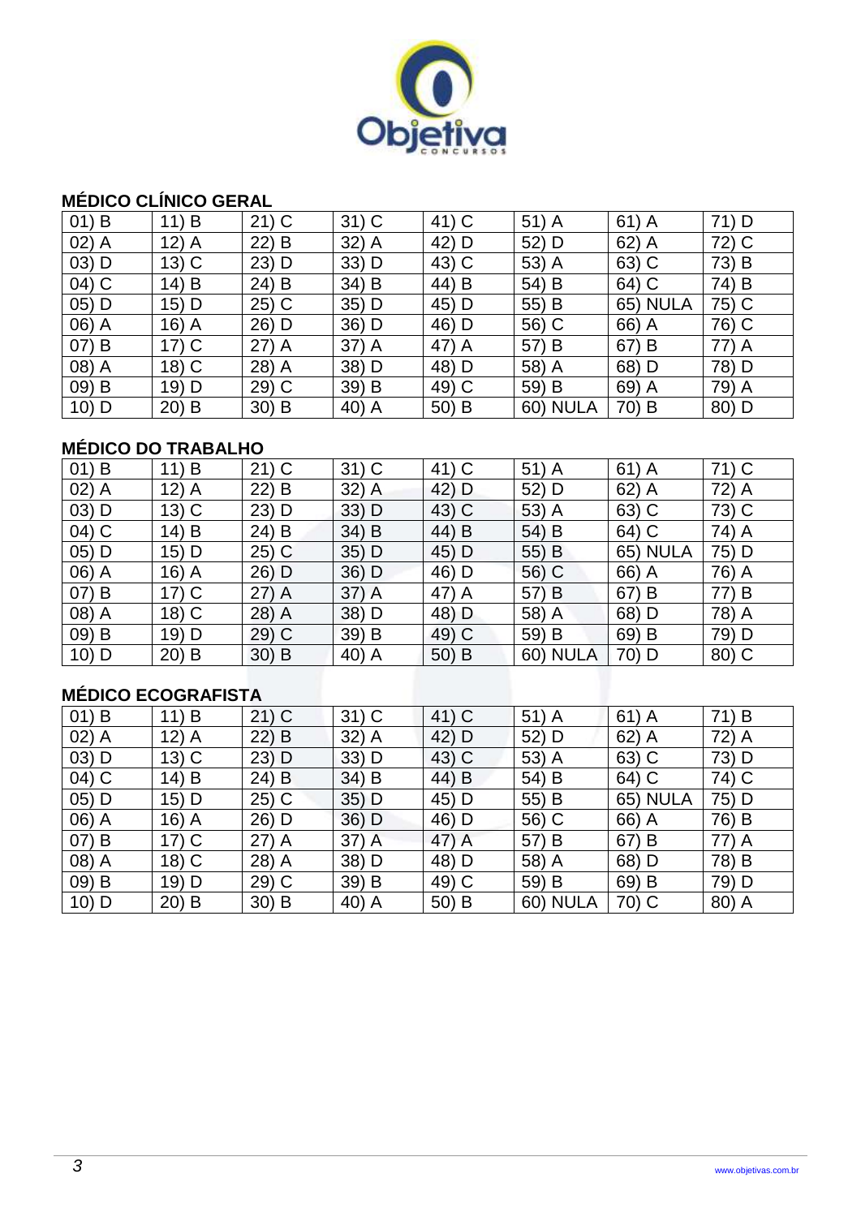## MÉDICO CLÍNICO GERAL

| | | | | | | | |
|---|---|---|---|---|---|---|---|
| 01) B | 11) B | 21) C | 31) C | 41) C | 51) A | 61) A | 71) D |
| 02) A | 12) A | 22) B | 32) A | 42) D | 52) D | 62) A | 72) C |
| 03) D | 13) C | 23) D | 33) D | 43) C | 53) A | 63) C | 73) B |
| 04) C | 14) B | 24) B | 34) B | 44) B | 54) B | 64) C | 74) B |
| 05) D | 15) D | 25) C | 35) D | 45) D | 55) B | 65) NULA | 75) C |
| 06) A | 16) A | 26) D | 36) D | 46) D | 56) C | 66) A | 76) C |
| 07) B | 17) C | 27) A | 37) A | 47) A | 57) B | 67) B | 77) A |
| 08) A | 18) C | 28) A | 38) D | 48) D | 58) A | 68) D | 78) D |
| 09) B | 19) D | 29) C | 39) B | 49) C | 59) B | 69) A | 79) A |
| 10) D | 20) B | 30) B | 40) A | 50) B | 60) NULA | 70) B | 80) D |

## MÉDICO DO TRABALHO

| | | | | | | | |
|---|---|---|---|---|---|---|---|
| 01) B | 11) B | 21) C | 31) C | 41) C | 51) A | 61) A | 71) C |
| 02) A | 12) A | 22) B | 32) A | 42) D | 52) D | 62) A | 72) A |
| 03) D | 13) C | 23) D | 33) D | 43) C | 53) A | 63) C | 73) C |
| 04) C | 14) B | 24) B | 34) B | 44) B | 54) B | 64) C | 74) A |
| 05) D | 15) D | 25) C | 35) D | 45) D | 55) B | 65) NULA | 75) D |
| 06) A | 16) A | 26) D | 36) D | 46) D | 56) C | 66) A | 76) A |
| 07) B | 17) C | 27) A | 37) A | 47) A | 57) B | 67) B | 77) B |
| 08) A | 18) C | 28) A | 38) D | 48) D | 58) A | 68) D | 78) A |
| 09) B | 19) D | 29) C | 39) B | 49) C | 59) B | 69) B | 79) D |
| 10) D | 20) B | 30) B | 40) A | 50) B | 60) NULA | 70) D | 80) C |

## MÉDICO ECOGRAFISTA

| | | | | | | | |
|---|---|---|---|---|---|---|---|
| 01) B | 11) B | 21) C | 31) C | 41) C | 51) A | 61) A | 71) B |
| 02) A | 12) A | 22) B | 32) A | 42) D | 52) D | 62) A | 72) A |
| 03) D | 13) C | 23) D | 33) D | 43) C | 53) A | 63) C | 73) D |
| 04) C | 14) B | 24) B | 34) B | 44) B | 54) B | 64) C | 74) C |
| 05) D | 15) D | 25) C | 35) D | 45) D | 55) B | 65) NULA | 75) D |
| 06) A | 16) A | 26) D | 36) D | 46) D | 56) C | 66) A | 76) B |
| 07) B | 17) C | 27) A | 37) A | 47) A | 57) B | 67) B | 77) A |
| 08) A | 18) C | 28) A | 38) D | 48) D | 58) A | 68) D | 78) B |
| 09) B | 19) D | 29) C | 39) B | 49) C | 59) B | 69) B | 79) D |
| 10) D | 20) B | 30) B | 40) A | 50) B | 60) NULA | 70) C | 80) A |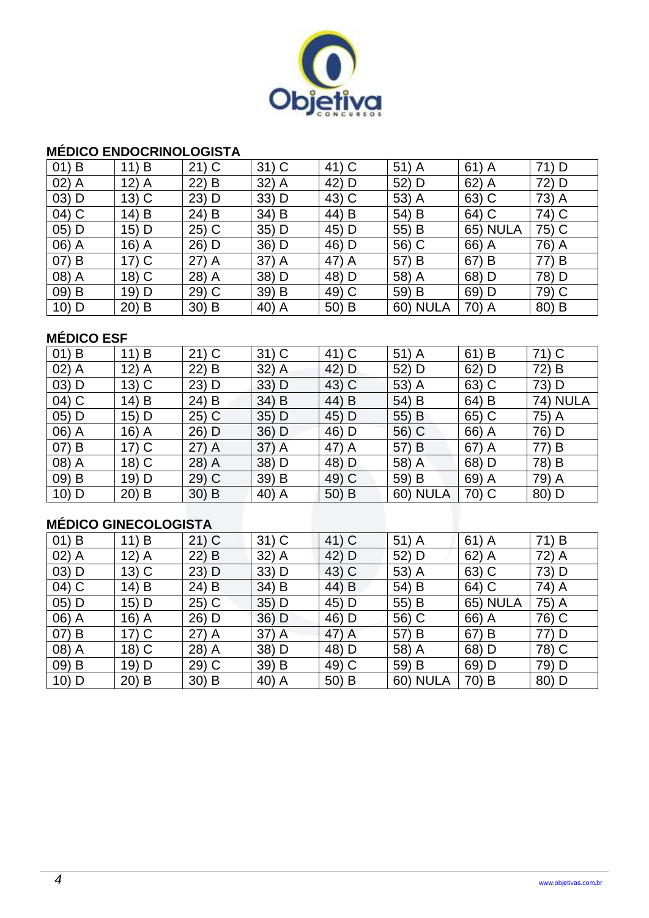### MÉDICO ENDOCRINOLOGISTA

| 01) B | 11) B | 21) C | 31) C | 41) C | 51) A | 61) A | 71) D |
|---|---|---|---|---|---|---|---|
| 02) A | 12) A | 22) B | 32) A | 42) D | 52) D | 62) A | 72) D |
| 03) D | 13) C | 23) D | 33) D | 43) C | 53) A | 63) C | 73) A |
| 04) C | 14) B | 24) B | 34) B | 44) B | 54) B | 64) C | 74) C |
| 05) D | 15) D | 25) C | 35) D | 45) D | 55) B | 65) NULA | 75) C |
| 06) A | 16) A | 26) D | 36) D | 46) D | 56) C | 66) A | 76) A |
| 07) B | 17) C | 27) A | 37) A | 47) A | 57) B | 67) B | 77) B |
| 08) A | 18) C | 28) A | 38) D | 48) D | 58) A | 68) D | 78) D |
| 09) B | 19) D | 29) C | 39) B | 49) C | 59) B | 69) D | 79) C |
| 10) D | 20) B | 30) B | 40) A | 50) B | 60) NULA | 70) A | 80) B |

### MÉDICO ESF

| 01) B | 11) B | 21) C | 31) C | 41) C | 51) A | 61) B | 71) C |
|---|---|---|---|---|---|---|---|
| 02) A | 12) A | 22) B | 32) A | 42) D | 52) D | 62) D | 72) B |
| 03) D | 13) C | 23) D | 33) D | 43) C | 53) A | 63) C | 73) D |
| 04) C | 14) B | 24) B | 34) B | 44) B | 54) B | 64) B | 74) NULA |
| 05) D | 15) D | 25) C | 35) D | 45) D | 55) B | 65) C | 75) A |
| 06) A | 16) A | 26) D | 36) D | 46) D | 56) C | 66) A | 76) D |
| 07) B | 17) C | 27) A | 37) A | 47) A | 57) B | 67) A | 77) B |
| 08) A | 18) C | 28) A | 38) D | 48) D | 58) A | 68) D | 78) B |
| 09) B | 19) D | 29) C | 39) B | 49) C | 59) B | 69) A | 79) A |
| 10) D | 20) B | 30) B | 40) A | 50) B | 60) NULA | 70) C | 80) D |

### MÉDICO GINECOLOGISTA

| 01) B | 11) B | 21) C | 31) C | 41) C | 51) A | 61) A | 71) B |
|---|---|---|---|---|---|---|---|
| 02) A | 12) A | 22) B | 32) A | 42) D | 52) D | 62) A | 72) A |
| 03) D | 13) C | 23) D | 33) D | 43) C | 53) A | 63) C | 73) D |
| 04) C | 14) B | 24) B | 34) B | 44) B | 54) B | 64) C | 74) A |
| 05) D | 15) D | 25) C | 35) D | 45) D | 55) B | 65) NULA | 75) A |
| 06) A | 16) A | 26) D | 36) D | 46) D | 56) C | 66) A | 76) C |
| 07) B | 17) C | 27) A | 37) A | 47) A | 57) B | 67) B | 77) D |
| 08) A | 18) C | 28) A | 38) D | 48) D | 58) A | 68) D | 78) C |
| 09) B | 19) D | 29) C | 39) B | 49) C | 59) B | 69) D | 79) D |
| 10) D | 20) B | 30) B | 40) A | 50) B | 60) NULA | 70) B | 80) D |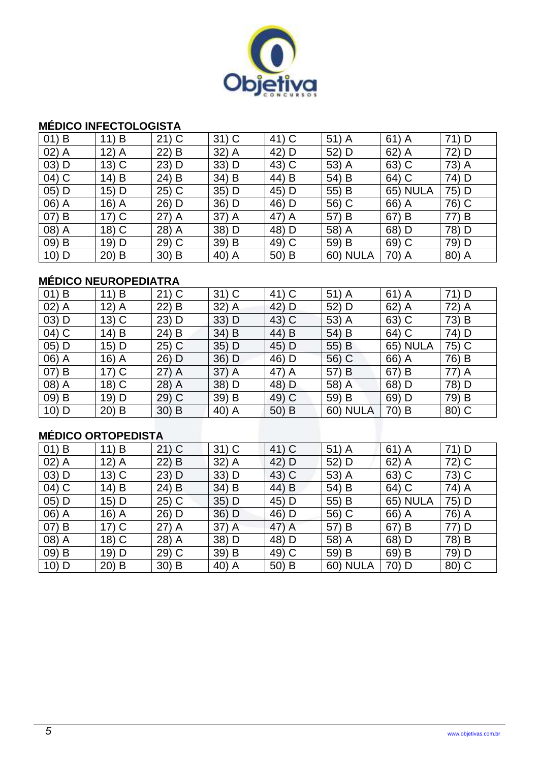## MÉDICO INFECTOLOGISTA

| | | | | | | | |
|---|---|---|---|---|---|---|---|
| 01) B | 11) B | 21) C | 31) C | 41) C | 51) A | 61) A | 71) D |
| 02) A | 12) A | 22) B | 32) A | 42) D | 52) D | 62) A | 72) D |
| 03) D | 13) C | 23) D | 33) D | 43) C | 53) A | 63) C | 73) A |
| 04) C | 14) B | 24) B | 34) B | 44) B | 54) B | 64) C | 74) D |
| 05) D | 15) D | 25) C | 35) D | 45) D | 55) B | 65) NULA | 75) D |
| 06) A | 16) A | 26) D | 36) D | 46) D | 56) C | 66) A | 76) C |
| 07) B | 17) C | 27) A | 37) A | 47) A | 57) B | 67) B | 77) B |
| 08) A | 18) C | 28) A | 38) D | 48) D | 58) A | 68) D | 78) D |
| 09) B | 19) D | 29) C | 39) B | 49) C | 59) B | 69) C | 79) D |
| 10) D | 20) B | 30) B | 40) A | 50) B | 60) NULA | 70) A | 80) A |

## MÉDICO NEUROPEDIATRA

| | | | | | | | |
|---|---|---|---|---|---|---|---|
| 01) B | 11) B | 21) C | 31) C | 41) C | 51) A | 61) A | 71) D |
| 02) A | 12) A | 22) B | 32) A | 42) D | 52) D | 62) A | 72) A |
| 03) D | 13) C | 23) D | 33) D | 43) C | 53) A | 63) C | 73) B |
| 04) C | 14) B | 24) B | 34) B | 44) B | 54) B | 64) C | 74) D |
| 05) D | 15) D | 25) C | 35) D | 45) D | 55) B | 65) NULA | 75) C |
| 06) A | 16) A | 26) D | 36) D | 46) D | 56) C | 66) A | 76) B |
| 07) B | 17) C | 27) A | 37) A | 47) A | 57) B | 67) B | 77) A |
| 08) A | 18) C | 28) A | 38) D | 48) D | 58) A | 68) D | 78) D |
| 09) B | 19) D | 29) C | 39) B | 49) C | 59) B | 69) D | 79) B |
| 10) D | 20) B | 30) B | 40) A | 50) B | 60) NULA | 70) B | 80) C |

## MÉDICO ORTOPEDISTA

| | | | | | | | |
|---|---|---|---|---|---|---|---|
| 01) B | 11) B | 21) C | 31) C | 41) C | 51) A | 61) A | 71) D |
| 02) A | 12) A | 22) B | 32) A | 42) D | 52) D | 62) A | 72) C |
| 03) D | 13) C | 23) D | 33) D | 43) C | 53) A | 63) C | 73) C |
| 04) C | 14) B | 24) B | 34) B | 44) B | 54) B | 64) C | 74) A |
| 05) D | 15) D | 25) C | 35) D | 45) D | 55) B | 65) NULA | 75) D |
| 06) A | 16) A | 26) D | 36) D | 46) D | 56) C | 66) A | 76) A |
| 07) B | 17) C | 27) A | 37) A | 47) A | 57) B | 67) B | 77) D |
| 08) A | 18) C | 28) A | 38) D | 48) D | 58) A | 68) D | 78) B |
| 09) B | 19) D | 29) C | 39) B | 49) C | 59) B | 69) B | 79) D |
| 10) D | 20) B | 30) B | 40) A | 50) B | 60) NULA | 70) D | 80) C |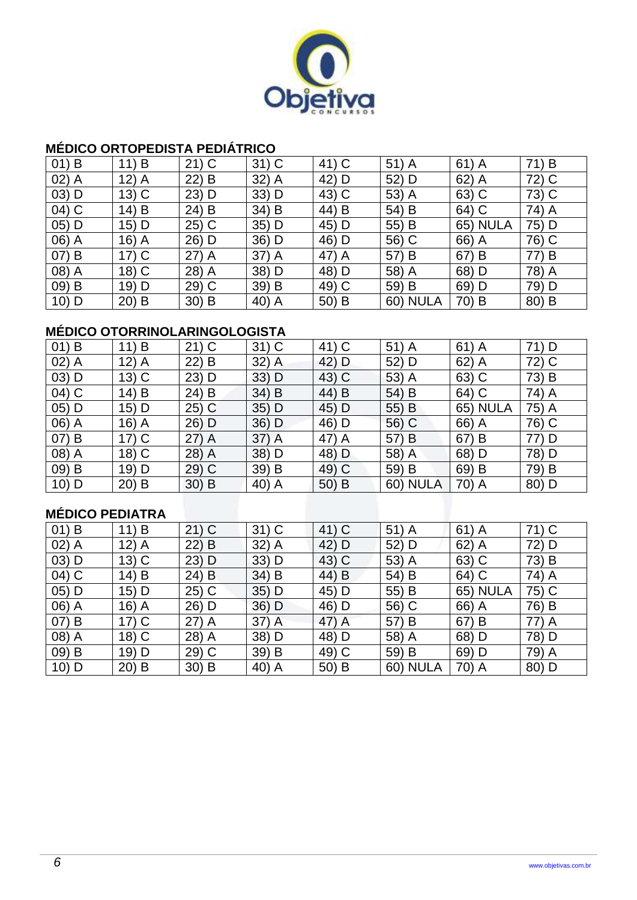## MÉDICO ORTOPEDISTA PEDIÁTRICO

| | | | | | | | |
|---|---|---|---|---|---|---|---|
| 01) B | 11) B | 21) C | 31) C | 41) C | 51) A | 61) A | 71) B |
| 02) A | 12) A | 22) B | 32) A | 42) D | 52) D | 62) A | 72) C |
| 03) D | 13) C | 23) D | 33) D | 43) C | 53) A | 63) C | 73) C |
| 04) C | 14) B | 24) B | 34) B | 44) B | 54) B | 64) C | 74) A |
| 05) D | 15) D | 25) C | 35) D | 45) D | 55) B | 65) NULA | 75) D |
| 06) A | 16) A | 26) D | 36) D | 46) D | 56) C | 66) A | 76) C |
| 07) B | 17) C | 27) A | 37) A | 47) A | 57) B | 67) B | 77) B |
| 08) A | 18) C | 28) A | 38) D | 48) D | 58) A | 68) D | 78) A |
| 09) B | 19) D | 29) C | 39) B | 49) C | 59) B | 69) D | 79) D |
| 10) D | 20) B | 30) B | 40) A | 50) B | 60) NULA | 70) B | 80) B |

## MÉDICO OTORRINOLARINGOLOGISTA

| | | | | | | | |
|---|---|---|---|---|---|---|---|
| 01) B | 11) B | 21) C | 31) C | 41) C | 51) A | 61) A | 71) D |
| 02) A | 12) A | 22) B | 32) A | 42) D | 52) D | 62) A | 72) C |
| 03) D | 13) C | 23) D | 33) D | 43) C | 53) A | 63) C | 73) B |
| 04) C | 14) B | 24) B | 34) B | 44) B | 54) B | 64) C | 74) A |
| 05) D | 15) D | 25) C | 35) D | 45) D | 55) B | 65) NULA | 75) A |
| 06) A | 16) A | 26) D | 36) D | 46) D | 56) C | 66) A | 76) C |
| 07) B | 17) C | 27) A | 37) A | 47) A | 57) B | 67) B | 77) D |
| 08) A | 18) C | 28) A | 38) D | 48) D | 58) A | 68) D | 78) D |
| 09) B | 19) D | 29) C | 39) B | 49) C | 59) B | 69) B | 79) B |
| 10) D | 20) B | 30) B | 40) A | 50) B | 60) NULA | 70) A | 80) D |

## MÉDICO PEDIATRA

| | | | | | | | |
|---|---|---|---|---|---|---|---|
| 01) B | 11) B | 21) C | 31) C | 41) C | 51) A | 61) A | 71) C |
| 02) A | 12) A | 22) B | 32) A | 42) D | 52) D | 62) A | 72) D |
| 03) D | 13) C | 23) D | 33) D | 43) C | 53) A | 63) C | 73) B |
| 04) C | 14) B | 24) B | 34) B | 44) B | 54) B | 64) C | 74) A |
| 05) D | 15) D | 25) C | 35) D | 45) D | 55) B | 65) NULA | 75) C |
| 06) A | 16) A | 26) D | 36) D | 46) D | 56) C | 66) A | 76) B |
| 07) B | 17) C | 27) A | 37) A | 47) A | 57) B | 67) B | 77) A |
| 08) A | 18) C | 28) A | 38) D | 48) D | 58) A | 68) D | 78) D |
| 09) B | 19) D | 29) C | 39) B | 49) C | 59) B | 69) D | 79) A |
| 10) D | 20) B | 30) B | 40) A | 50) B | 60) NULA | 70) A | 80) D |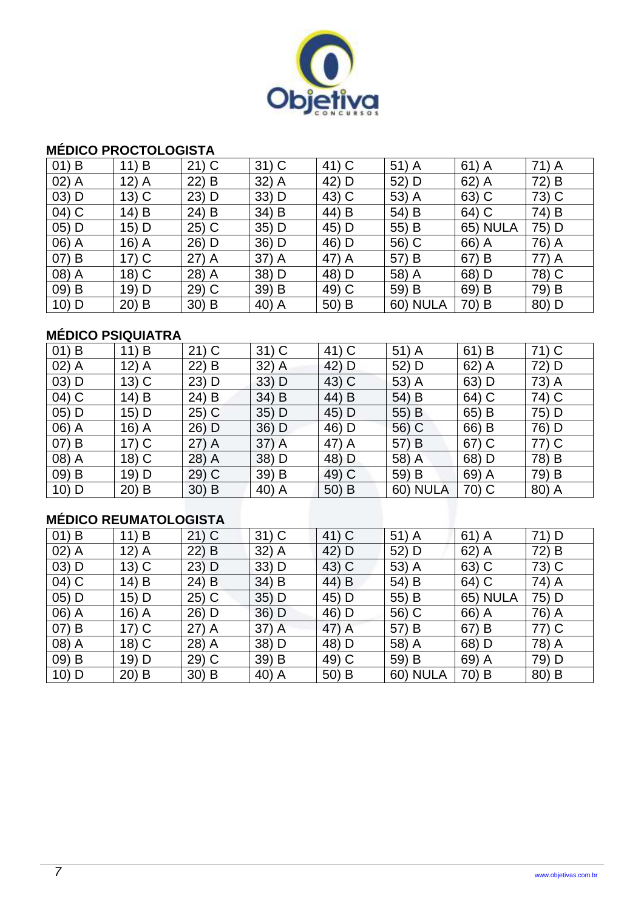## MÉDICO PROCTOLOGISTA

| | | | | | | | |
|---|---|---|---|---|---|---|---|
| 01) B | 11) B | 21) C | 31) C | 41) C | 51) A | 61) A | 71) A |
| 02) A | 12) A | 22) B | 32) A | 42) D | 52) D | 62) A | 72) B |
| 03) D | 13) C | 23) D | 33) D | 43) C | 53) A | 63) C | 73) C |
| 04) C | 14) B | 24) B | 34) B | 44) B | 54) B | 64) C | 74) B |
| 05) D | 15) D | 25) C | 35) D | 45) D | 55) B | 65) NULA | 75) D |
| 06) A | 16) A | 26) D | 36) D | 46) D | 56) C | 66) A | 76) A |
| 07) B | 17) C | 27) A | 37) A | 47) A | 57) B | 67) B | 77) A |
| 08) A | 18) C | 28) A | 38) D | 48) D | 58) A | 68) D | 78) C |
| 09) B | 19) D | 29) C | 39) B | 49) C | 59) B | 69) B | 79) B |
| 10) D | 20) B | 30) B | 40) A | 50) B | 60) NULA | 70) B | 80) D |

## MÉDICO PSIQUIATRA

| | | | | | | | |
|---|---|---|---|---|---|---|---|
| 01) B | 11) B | 21) C | 31) C | 41) C | 51) A | 61) B | 71) C |
| 02) A | 12) A | 22) B | 32) A | 42) D | 52) D | 62) A | 72) D |
| 03) D | 13) C | 23) D | 33) D | 43) C | 53) A | 63) D | 73) A |
| 04) C | 14) B | 24) B | 34) B | 44) B | 54) B | 64) C | 74) C |
| 05) D | 15) D | 25) C | 35) D | 45) D | 55) B | 65) B | 75) D |
| 06) A | 16) A | 26) D | 36) D | 46) D | 56) C | 66) B | 76) D |
| 07) B | 17) C | 27) A | 37) A | 47) A | 57) B | 67) C | 77) C |
| 08) A | 18) C | 28) A | 38) D | 48) D | 58) A | 68) D | 78) B |
| 09) B | 19) D | 29) C | 39) B | 49) C | 59) B | 69) A | 79) B |
| 10) D | 20) B | 30) B | 40) A | 50) B | 60) NULA | 70) C | 80) A |

## MÉDICO REUMATOLOGISTA

| | | | | | | | |
|---|---|---|---|---|---|---|---|
| 01) B | 11) B | 21) C | 31) C | 41) C | 51) A | 61) A | 71) D |
| 02) A | 12) A | 22) B | 32) A | 42) D | 52) D | 62) A | 72) B |
| 03) D | 13) C | 23) D | 33) D | 43) C | 53) A | 63) C | 73) C |
| 04) C | 14) B | 24) B | 34) B | 44) B | 54) B | 64) C | 74) A |
| 05) D | 15) D | 25) C | 35) D | 45) D | 55) B | 65) NULA | 75) D |
| 06) A | 16) A | 26) D | 36) D | 46) D | 56) C | 66) A | 76) A |
| 07) B | 17) C | 27) A | 37) A | 47) A | 57) B | 67) B | 77) C |
| 08) A | 18) C | 28) A | 38) D | 48) D | 58) A | 68) D | 78) A |
| 09) B | 19) D | 29) C | 39) B | 49) C | 59) B | 69) A | 79) D |
| 10) D | 20) B | 30) B | 40) A | 50) B | 60) NULA | 70) B | 80) B |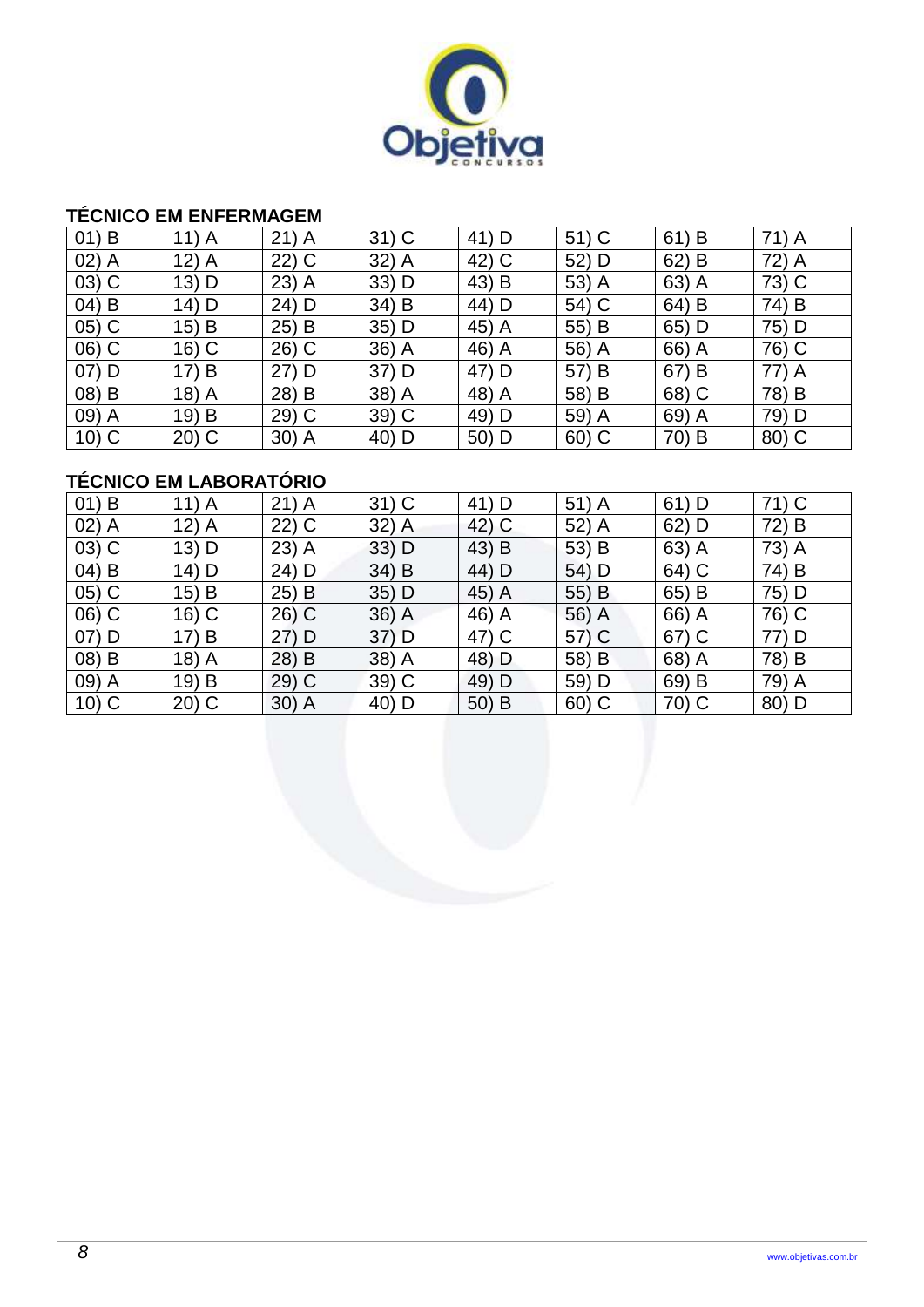### TÉCNICO EM ENFERMAGEM

| | | | | | | | |
|---|---|---|---|---|---|---|---|
| 01) B | 11) A | 21) A | 31) C | 41) D | 51) C | 61) B | 71) A |
| 02) A | 12) A | 22) C | 32) A | 42) C | 52) D | 62) B | 72) A |
| 03) C | 13) D | 23) A | 33) D | 43) B | 53) A | 63) A | 73) C |
| 04) B | 14) D | 24) D | 34) B | 44) D | 54) C | 64) B | 74) B |
| 05) C | 15) B | 25) B | 35) D | 45) A | 55) B | 65) D | 75) D |
| 06) C | 16) C | 26) C | 36) A | 46) A | 56) A | 66) A | 76) C |
| 07) D | 17) B | 27) D | 37) D | 47) A | 57) B | 67) B | 77) A |
| 08) B | 18) A | 28) B | 38) A | 48) A | 58) B | 68) C | 78) B |
| 09) A | 19) B | 29) C | 39) C | 49) D | 59) A | 69) A | 79) D |
| 10) C | 20) C | 30) A | 40) D | 50) D | 60) C | 70) B | 80) C |

### TÉCNICO EM LABORATÓRIO

| | | | | | | | |
|---|---|---|---|---|---|---|---|
| 01) B | 11) A | 21) A | 31) C | 41) D | 51) A | 61) D | 71) C |
| 02) A | 12) A | 22) C | 32) A | 42) C | 52) A | 62) D | 72) B |
| 03) C | 13) D | 23) A | 33) D | 43) B | 53) B | 63) A | 73) A |
| 04) B | 14) D | 24) D | 34) B | 44) D | 54) D | 64) C | 74) B |
| 05) C | 15) B | 25) B | 35) D | 45) A | 55) B | 65) B | 75) D |
| 06) C | 16) C | 26) C | 36) A | 46) A | 56) A | 66) A | 76) C |
| 07) D | 17) B | 27) D | 37) D | 47) C | 57) C | 67) C | 77) D |
| 08) B | 18) A | 28) B | 38) A | 48) D | 58) B | 68) A | 78) B |
| 09) A | 19) B | 29) C | 39) C | 49) D | 59) D | 69) B | 79) A |
| 10) C | 20) C | 30) A | 40) D | 50) B | 60) C | 70) C | 80) D |